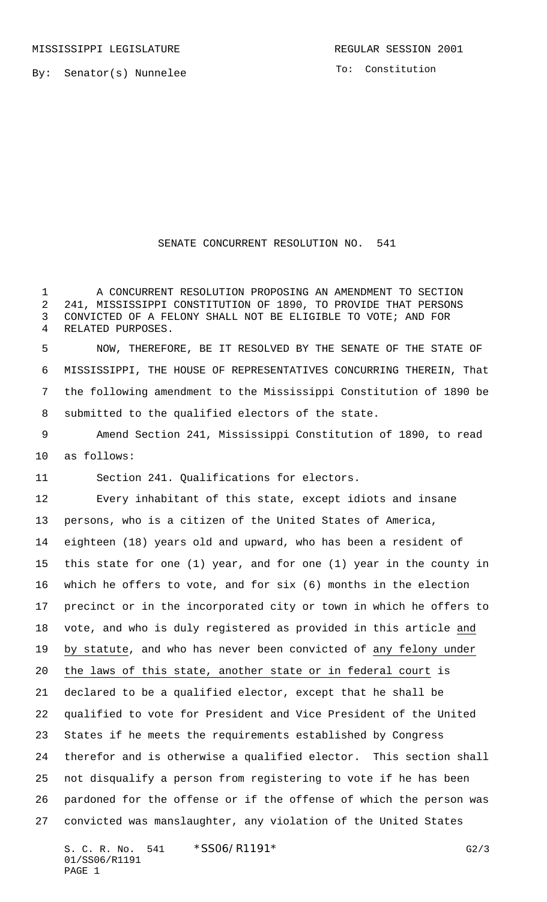MISSISSIPPI LEGISLATURE REGULAR SESSION 2001

By: Senator(s) Nunnelee

To: Constitution

# SENATE CONCURRENT RESOLUTION NO. 541

A CONCURRENT RESOLUTION PROPOSING AN AMENDMENT TO SECTION 241, MISSISSIPPI CONSTITUTION OF 1890, TO PROVIDE THAT PERSONS CONVICTED OF A FELONY SHALL NOT BE ELIGIBLE TO VOTE; AND FOR RELATED PURPOSES.

NOW, THEREFORE, BE IT RESOLVED BY THE SENATE OF THE STATE OF MISSISSIPPI, THE HOUSE OF REPRESENTATIVES CONCURRING THEREIN, That the following amendment to the Mississippi Constitution of 1890 be submitted to the qualified electors of the state.

Amend Section 241, Mississippi Constitution of 1890, to read as follows:

Section 241. Qualifications for electors.

Every inhabitant of this state, except idiots and insane persons, who is a citizen of the United States of America, eighteen (18) years old and upward, who has been a resident of this state for one (1) year, and for one (1) year in the county in which he offers to vote, and for six (6) months in the election precinct or in the incorporated city or town in which he offers to vote, and who is duly registered as provided in this article <u>and by statute</u>, and who has never been convicted of <u>any felony under the laws of this state, another state or in federal court</u> is declared to be a qualified elector, except that he shall be qualified to vote for President and Vice President of the United States if he meets the requirements established by Congress therefor and is otherwise a qualified elector. This section shall not disqualify a person from registering to vote if he has been pardoned for the offense or if the offense of which the person was convicted was manslaughter, any violation of the United States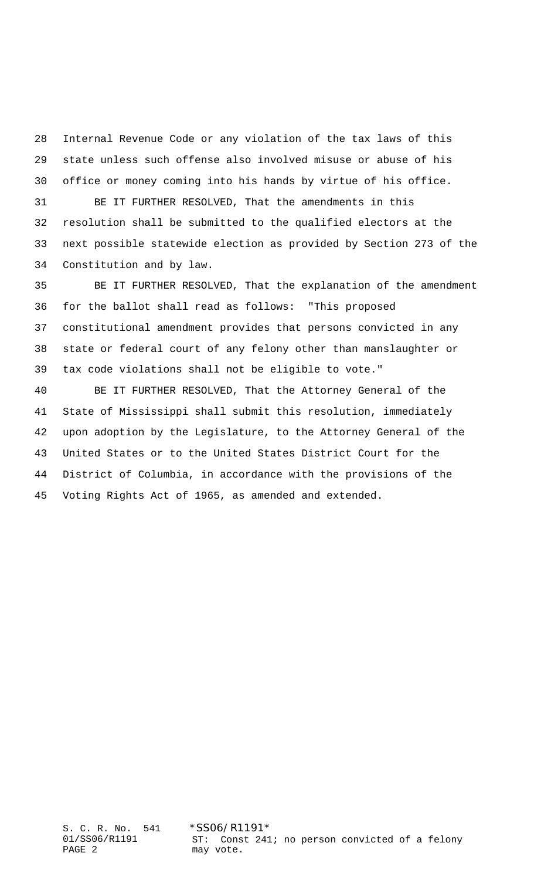Internal Revenue Code or any violation of the tax laws of this state unless such offense also involved misuse or abuse of his office or money coming into his hands by virtue of his office.

BE IT FURTHER RESOLVED, That the amendments in this resolution shall be submitted to the qualified electors at the next possible statewide election as provided by Section 273 of the Constitution and by law.

BE IT FURTHER RESOLVED, That the explanation of the amendment for the ballot shall read as follows: "This proposed constitutional amendment provides that persons convicted in any state or federal court of any felony other than manslaughter or tax code violations shall not be eligible to vote."

BE IT FURTHER RESOLVED, That the Attorney General of the State of Mississippi shall submit this resolution, immediately upon adoption by the Legislature, to the Attorney General of the United States or to the United States District Court for the District of Columbia, in accordance with the provisions of the Voting Rights Act of 1965, as amended and extended.

ST: Const 241; no person convicted of a felony may vote.